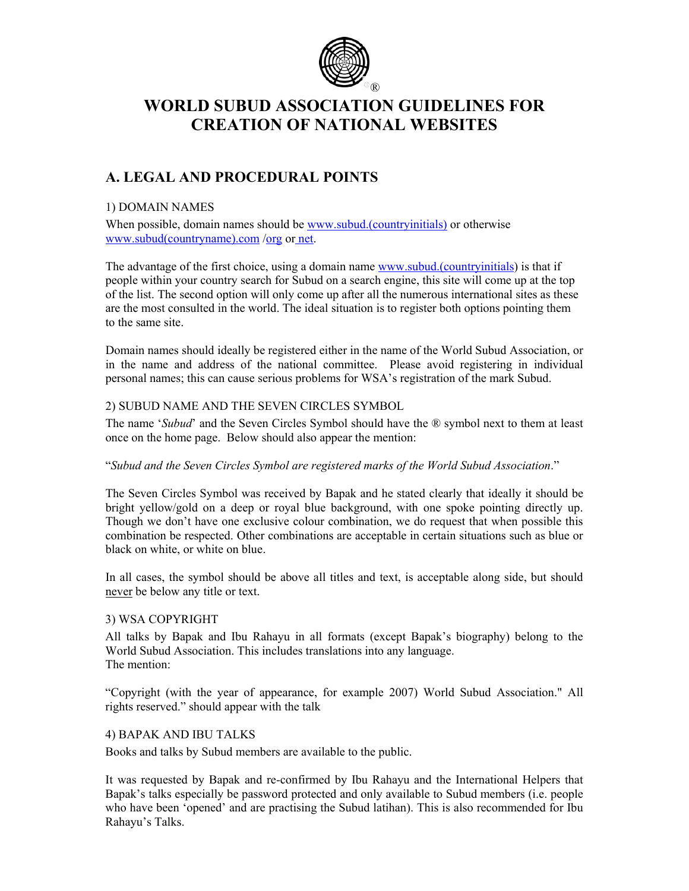®

# WORLD SUBUD ASSOCIATION GUIDELINES FOR CREATION OF NATIONAL WEBSITES

## A. LEGAL AND PROCEDURAL POINTS

### 1) DOMAIN NAMES

When possible, domain names should be www.subud.(countryinitials) or otherwise www.subud(countryname).com /org or net.

The advantage of the first choice, using a domain name www.subud.(countryinitials) is that if people within your country search for Subud on a search engine, this site will come up at the top of the list. The second option will only come up after all the numerous international sites as these are the most consulted in the world. The ideal situation is to register both options pointing them to the same site.

Domain names should ideally be registered either in the name of the World Subud Association, or in the name and address of the national committee. Please avoid registering in individual personal names; this can cause serious problems for WSA's registration of the mark Subud.

### 2) SUBUD NAME AND THE SEVEN CIRCLES SYMBOL

The name '*Subud*' and the Seven Circles Symbol should have the ® symbol next to them at least once on the home page. Below should also appear the mention:

"*Subud and the Seven Circles Symbol are registered marks of the World Subud Association*."

The Seven Circles Symbol was received by Bapak and he stated clearly that ideally it should be bright yellow/gold on a deep or royal blue background, with one spoke pointing directly up. Though we don't have one exclusive colour combination, we do request that when possible this combination be respected. Other combinations are acceptable in certain situations such as blue or black on white, or white on blue.

In all cases, the symbol should be above all titles and text, is acceptable along side, but should <u>never</u> be below any title or text.

### 3) WSA COPYRIGHT

All talks by Bapak and Ibu Rahayu in all formats (except Bapak's biography) belong to the World Subud Association. This includes translations into any language.
The mention:

"Copyright (with the year of appearance, for example 2007) World Subud Association." All rights reserved." should appear with the talk

### 4) BAPAK AND IBU TALKS

Books and talks by Subud members are available to the public.

It was requested by Bapak and re-confirmed by Ibu Rahayu and the International Helpers that Bapak's talks especially be password protected and only available to Subud members (i.e. people who have been 'opened' and are practising the Subud latihan). This is also recommended for Ibu Rahayu's Talks.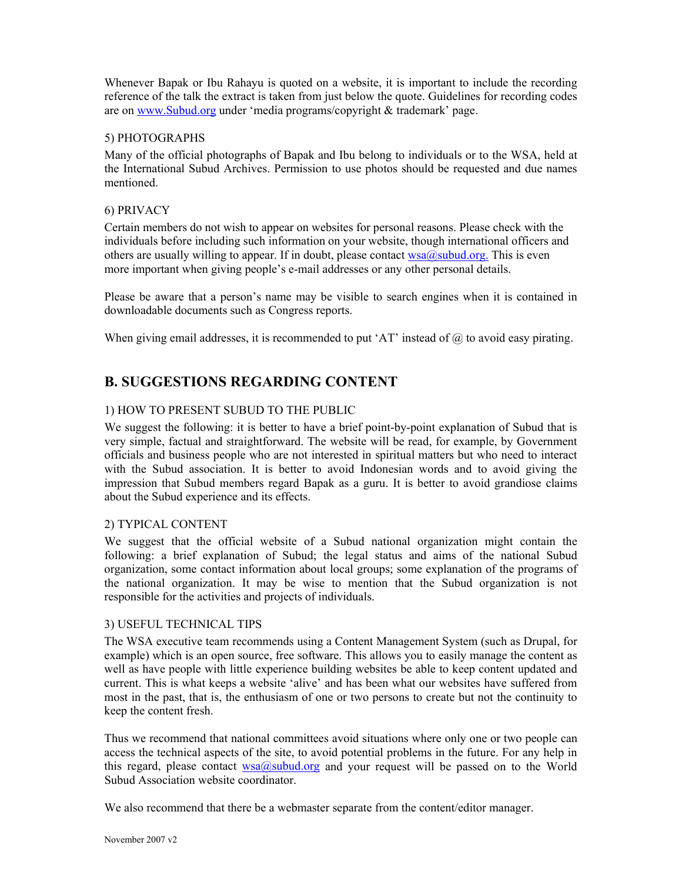Whenever Bapak or Ibu Rahayu is quoted on a website, it is important to include the recording reference of the talk the extract is taken from just below the quote. Guidelines for recording codes are on www.Subud.org under 'media programs/copyright & trademark' page.

5) PHOTOGRAPHS

Many of the official photographs of Bapak and Ibu belong to individuals or to the WSA, held at the International Subud Archives. Permission to use photos should be requested and due names mentioned.

6) PRIVACY

Certain members do not wish to appear on websites for personal reasons. Please check with the individuals before including such information on your website, though international officers and others are usually willing to appear. If in doubt, please contact wsa@subud.org. This is even more important when giving people's e-mail addresses or any other personal details.

Please be aware that a person's name may be visible to search engines when it is contained in downloadable documents such as Congress reports.

When giving email addresses, it is recommended to put 'AT' instead of @ to avoid easy pirating.

## B. SUGGESTIONS REGARDING CONTENT

1) HOW TO PRESENT SUBUD TO THE PUBLIC

We suggest the following: it is better to have a brief point-by-point explanation of Subud that is very simple, factual and straightforward. The website will be read, for example, by Government officials and business people who are not interested in spiritual matters but who need to interact with the Subud association. It is better to avoid Indonesian words and to avoid giving the impression that Subud members regard Bapak as a guru. It is better to avoid grandiose claims about the Subud experience and its effects.

2) TYPICAL CONTENT

We suggest that the official website of a Subud national organization might contain the following: a brief explanation of Subud; the legal status and aims of the national Subud organization, some contact information about local groups; some explanation of the programs of the national organization. It may be wise to mention that the Subud organization is not responsible for the activities and projects of individuals.

3) USEFUL TECHNICAL TIPS

The WSA executive team recommends using a Content Management System (such as Drupal, for example) which is an open source, free software. This allows you to easily manage the content as well as have people with little experience building websites be able to keep content updated and current. This is what keeps a website 'alive' and has been what our websites have suffered from most in the past, that is, the enthusiasm of one or two persons to create but not the continuity to keep the content fresh.

Thus we recommend that national committees avoid situations where only one or two people can access the technical aspects of the site, to avoid potential problems in the future. For any help in this regard, please contact wsa@subud.org and your request will be passed on to the World Subud Association website coordinator.

We also recommend that there be a webmaster separate from the content/editor manager.

November 2007 v2